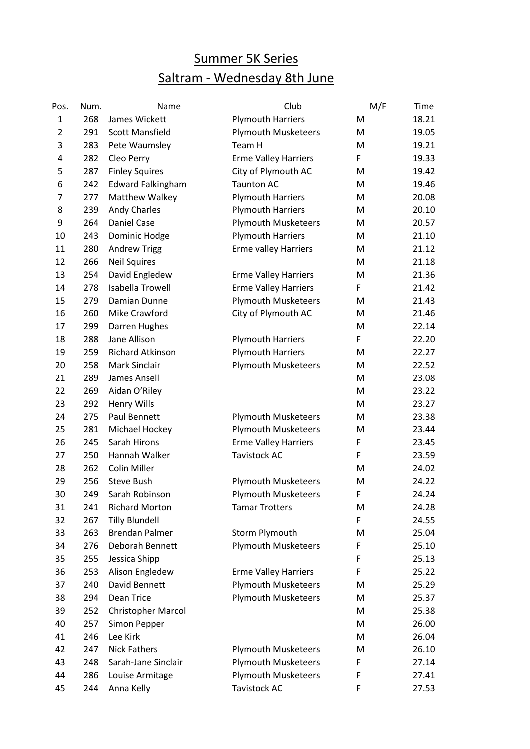# Summer 5K Series

## Saltram - Wednesday 8th June

| Pos. | Num. | Name | Club | M/F | Time |
|---|---|---|---|---|---|
| 1 | 268 | James Wickett | Plymouth Harriers | M | 18.21 |
| 2 | 291 | Scott Mansfield | Plymouth Musketeers | M | 19.05 |
| 3 | 283 | Pete Waumsley | Team H | M | 19.21 |
| 4 | 282 | Cleo Perry | Erme Valley Harriers | F | 19.33 |
| 5 | 287 | Finley Squires | City of Plymouth AC | M | 19.42 |
| 6 | 242 | Edward Falkingham | Taunton AC | M | 19.46 |
| 7 | 277 | Matthew Walkey | Plymouth Harriers | M | 20.08 |
| 8 | 239 | Andy Charles | Plymouth Harriers | M | 20.10 |
| 9 | 264 | Daniel Case | Plymouth Musketeers | M | 20.57 |
| 10 | 243 | Dominic Hodge | Plymouth Harriers | M | 21.10 |
| 11 | 280 | Andrew Trigg | Erme valley Harriers | M | 21.12 |
| 12 | 266 | Neil Squires | | M | 21.18 |
| 13 | 254 | David Engledew | Erme Valley Harriers | M | 21.36 |
| 14 | 278 | Isabella Trowell | Erme Valley Harriers | F | 21.42 |
| 15 | 279 | Damian Dunne | Plymouth Musketeers | M | 21.43 |
| 16 | 260 | Mike Crawford | City of Plymouth AC | M | 21.46 |
| 17 | 299 | Darren Hughes | | M | 22.14 |
| 18 | 288 | Jane Allison | Plymouth Harriers | F | 22.20 |
| 19 | 259 | Richard Atkinson | Plymouth Harriers | M | 22.27 |
| 20 | 258 | Mark Sinclair | Plymouth Musketeers | M | 22.52 |
| 21 | 289 | James Ansell | | M | 23.08 |
| 22 | 269 | Aidan O'Riley | | M | 23.22 |
| 23 | 292 | Henry Wills | | M | 23.27 |
| 24 | 275 | Paul Bennett | Plymouth Musketeers | M | 23.38 |
| 25 | 281 | Michael Hockey | Plymouth Musketeers | M | 23.44 |
| 26 | 245 | Sarah Hirons | Erme Valley Harriers | F | 23.45 |
| 27 | 250 | Hannah Walker | Tavistock AC | F | 23.59 |
| 28 | 262 | Colin Miller | | M | 24.02 |
| 29 | 256 | Steve Bush | Plymouth Musketeers | M | 24.22 |
| 30 | 249 | Sarah Robinson | Plymouth Musketeers | F | 24.24 |
| 31 | 241 | Richard Morton | Tamar Trotters | M | 24.28 |
| 32 | 267 | Tilly Blundell | | F | 24.55 |
| 33 | 263 | Brendan Palmer | Storm Plymouth | M | 25.04 |
| 34 | 276 | Deborah Bennett | Plymouth Musketeers | F | 25.10 |
| 35 | 255 | Jessica Shipp | | F | 25.13 |
| 36 | 253 | Alison Engledew | Erme Valley Harriers | F | 25.22 |
| 37 | 240 | David Bennett | Plymouth Musketeers | M | 25.29 |
| 38 | 294 | Dean Trice | Plymouth Musketeers | M | 25.37 |
| 39 | 252 | Christopher Marcol | | M | 25.38 |
| 40 | 257 | Simon Pepper | | M | 26.00 |
| 41 | 246 | Lee Kirk | | M | 26.04 |
| 42 | 247 | Nick Fathers | Plymouth Musketeers | M | 26.10 |
| 43 | 248 | Sarah-Jane Sinclair | Plymouth Musketeers | F | 27.14 |
| 44 | 286 | Louise Armitage | Plymouth Musketeers | F | 27.41 |
| 45 | 244 | Anna Kelly | Tavistock AC | F | 27.53 |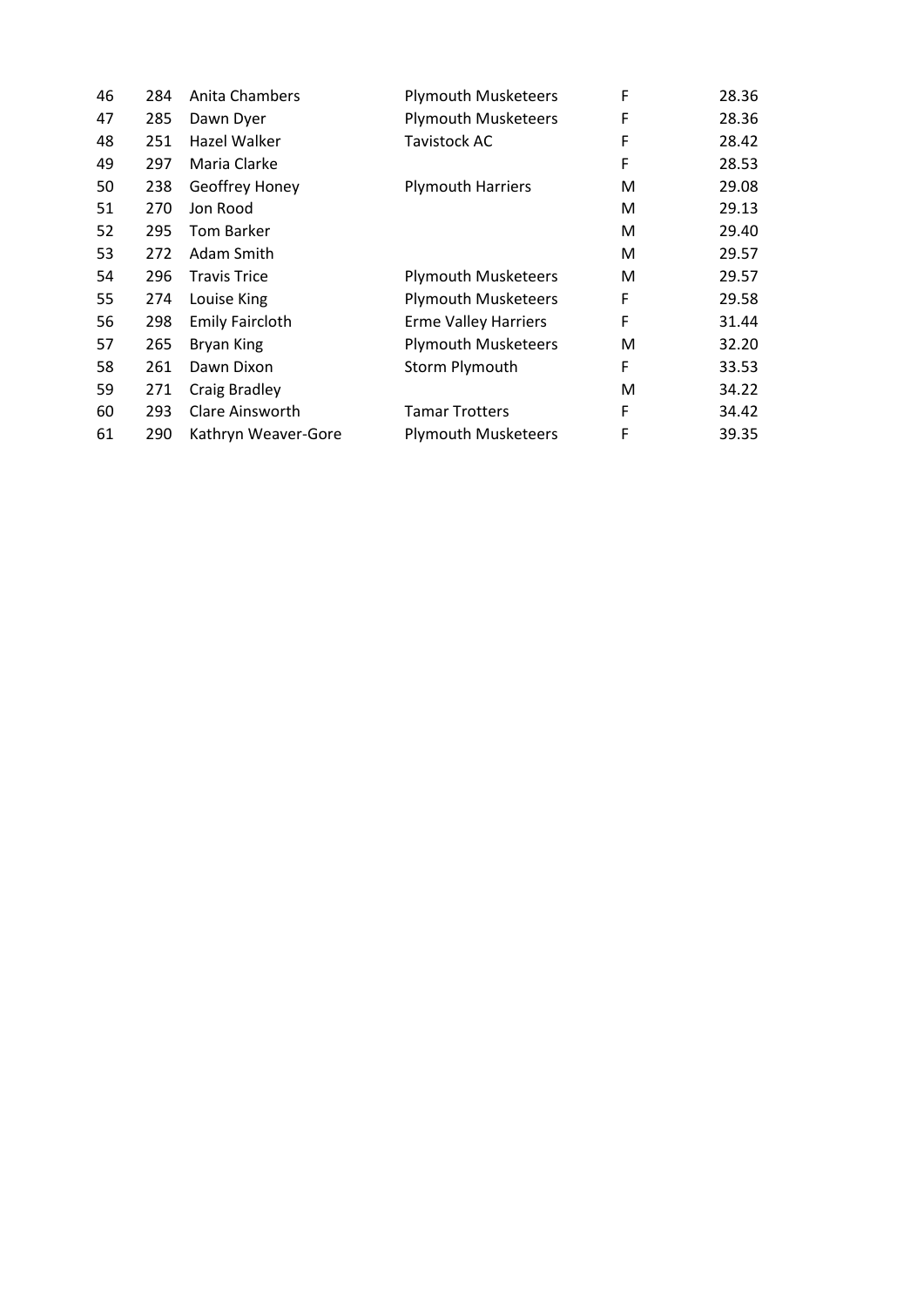| | | | | | |
|---|---|---|---|---|---|
| 46 | 284 | Anita Chambers | Plymouth Musketeers | F | 28.36 |
| 47 | 285 | Dawn Dyer | Plymouth Musketeers | F | 28.36 |
| 48 | 251 | Hazel Walker | Tavistock AC | F | 28.42 |
| 49 | 297 | Maria Clarke | | F | 28.53 |
| 50 | 238 | Geoffrey Honey | Plymouth Harriers | M | 29.08 |
| 51 | 270 | Jon Rood | | M | 29.13 |
| 52 | 295 | Tom Barker | | M | 29.40 |
| 53 | 272 | Adam Smith | | M | 29.57 |
| 54 | 296 | Travis Trice | Plymouth Musketeers | M | 29.57 |
| 55 | 274 | Louise King | Plymouth Musketeers | F | 29.58 |
| 56 | 298 | Emily Faircloth | Erme Valley Harriers | F | 31.44 |
| 57 | 265 | Bryan King | Plymouth Musketeers | M | 32.20 |
| 58 | 261 | Dawn Dixon | Storm Plymouth | F | 33.53 |
| 59 | 271 | Craig Bradley | | M | 34.22 |
| 60 | 293 | Clare Ainsworth | Tamar Trotters | F | 34.42 |
| 61 | 290 | Kathryn Weaver-Gore | Plymouth Musketeers | F | 39.35 |